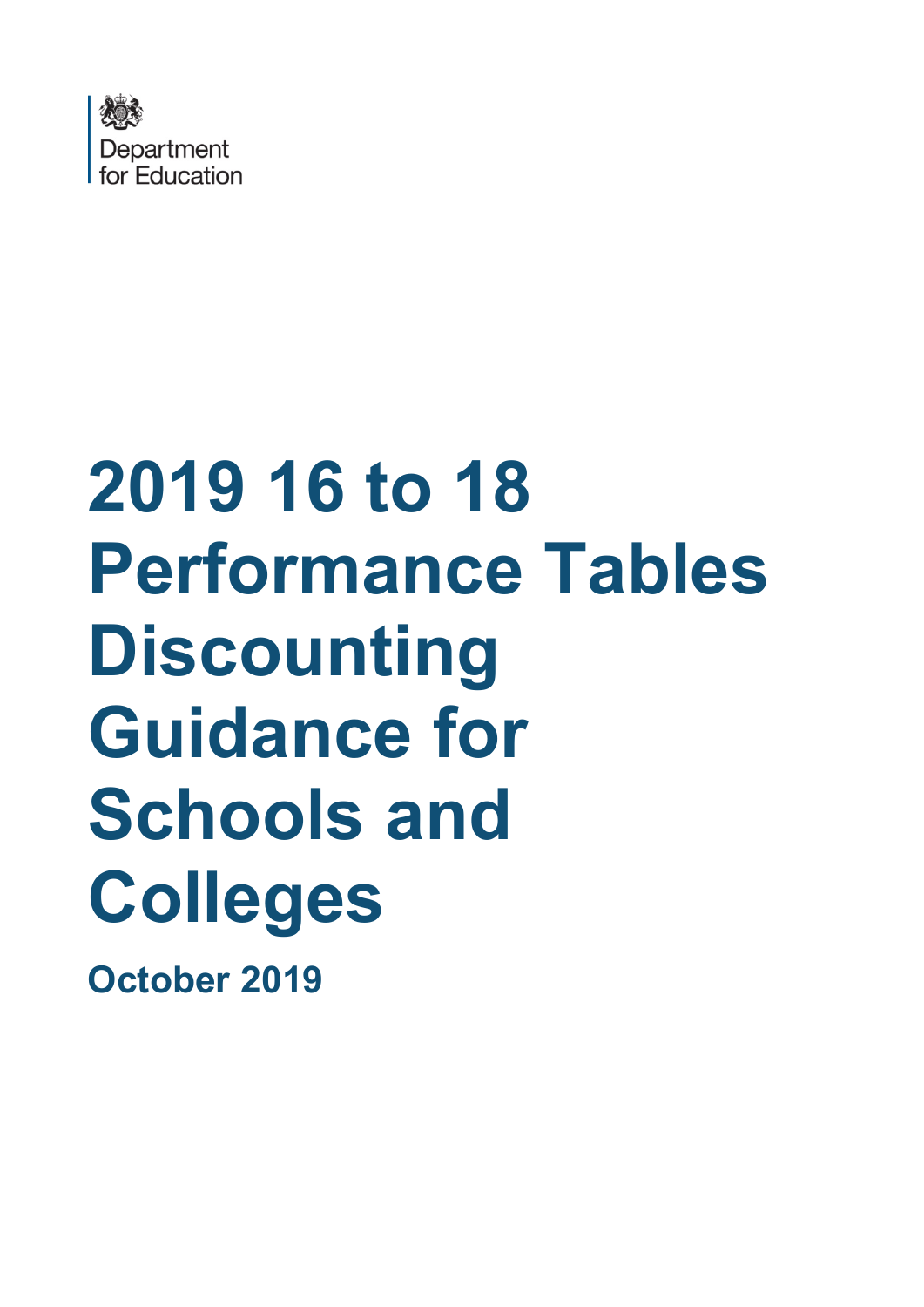Department for Education

# 2019 16 to 18 Performance Tables Discounting Guidance for Schools and Colleges

**October 2019**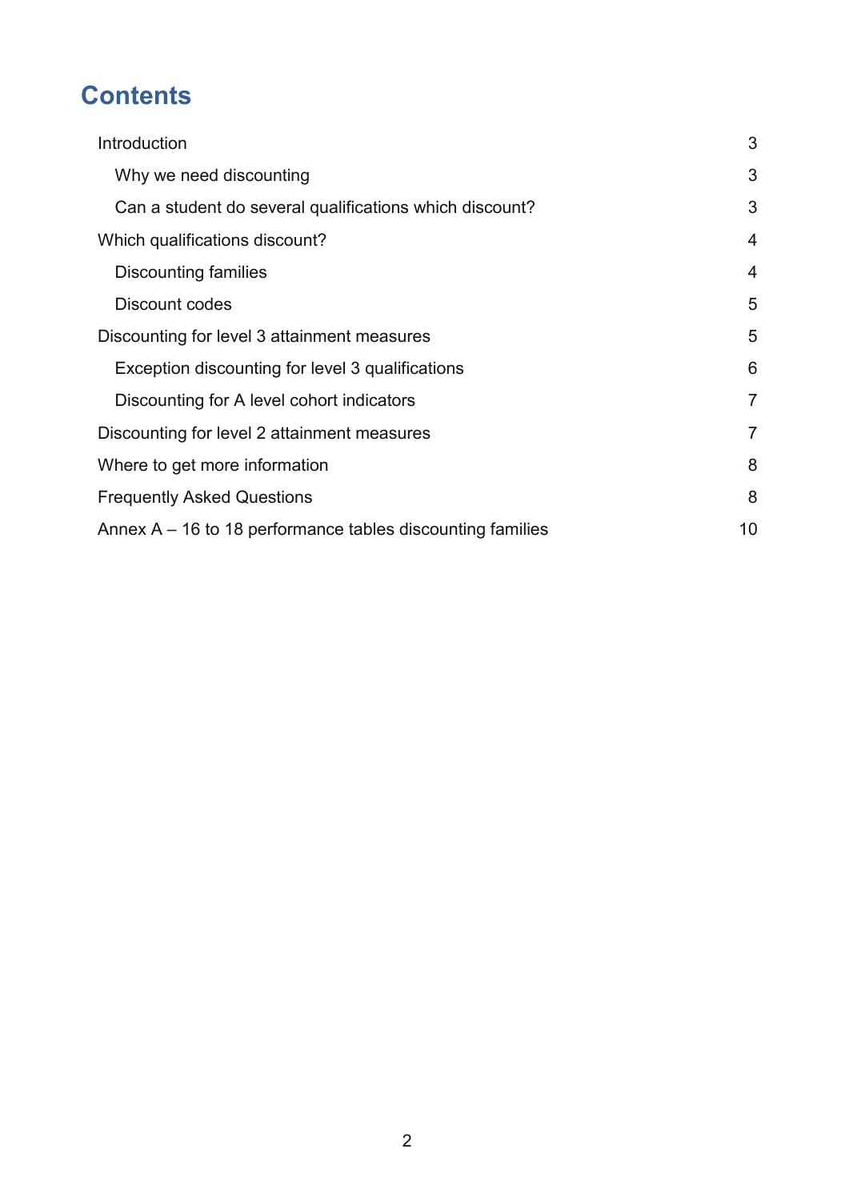# Contents

Introduction 3

- Why we need discounting 3
- Can a student do several qualifications which discount? 3

Which qualifications discount? 4

- Discounting families 4
- Discount codes 5

Discounting for level 3 attainment measures 5

- Exception discounting for level 3 qualifications 6
- Discounting for A level cohort indicators 7

Discounting for level 2 attainment measures 7

Where to get more information 8

Frequently Asked Questions 8

Annex A – 16 to 18 performance tables discounting families 10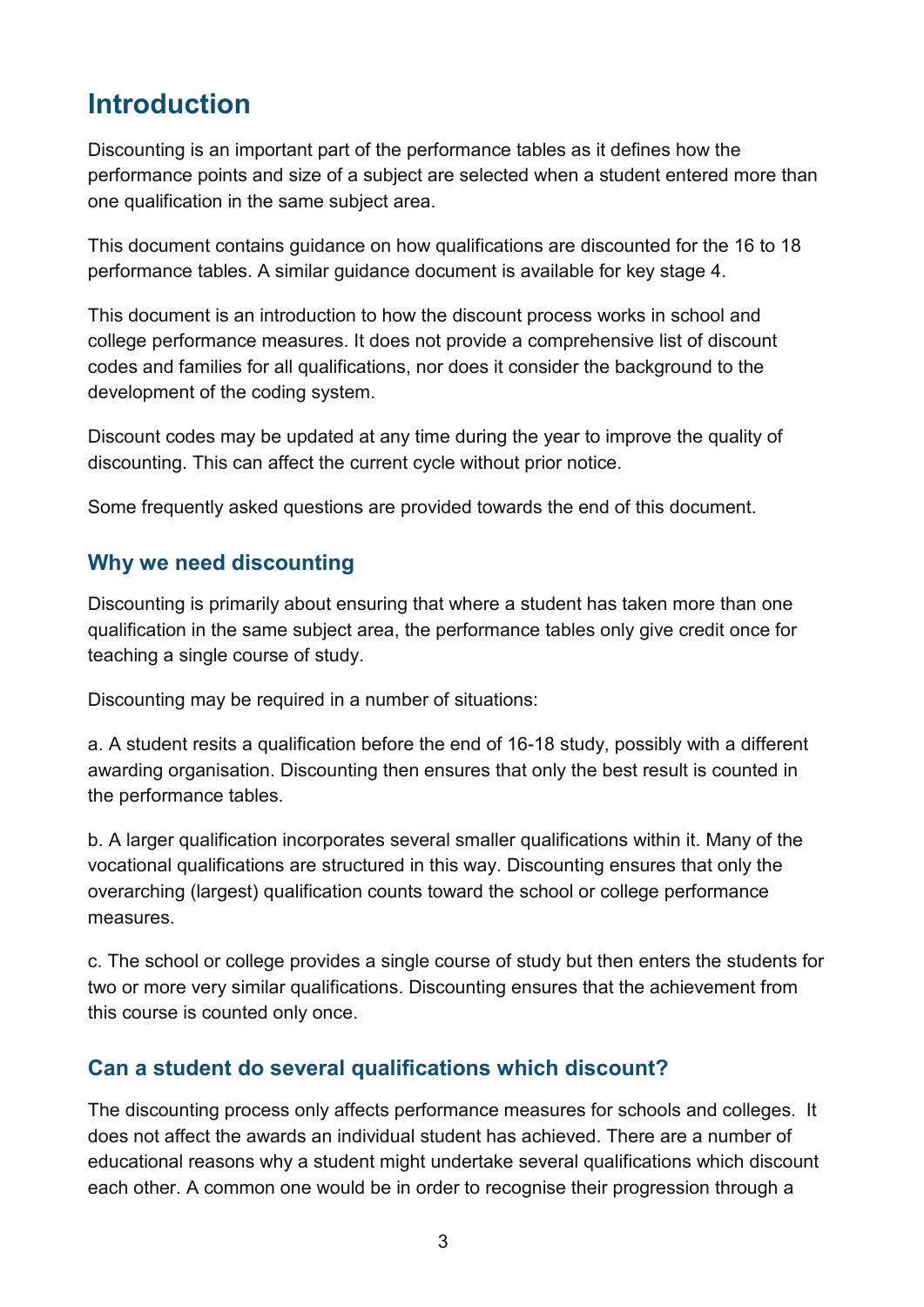# Introduction

Discounting is an important part of the performance tables as it defines how the performance points and size of a subject are selected when a student entered more than one qualification in the same subject area.

This document contains guidance on how qualifications are discounted for the 16 to 18 performance tables. A similar guidance document is available for key stage 4.

This document is an introduction to how the discount process works in school and college performance measures. It does not provide a comprehensive list of discount codes and families for all qualifications, nor does it consider the background to the development of the coding system.

Discount codes may be updated at any time during the year to improve the quality of discounting. This can affect the current cycle without prior notice.

Some frequently asked questions are provided towards the end of this document.

## Why we need discounting

Discounting is primarily about ensuring that where a student has taken more than one qualification in the same subject area, the performance tables only give credit once for teaching a single course of study.

Discounting may be required in a number of situations:

a. A student resits a qualification before the end of 16-18 study, possibly with a different awarding organisation. Discounting then ensures that only the best result is counted in the performance tables.

b. A larger qualification incorporates several smaller qualifications within it. Many of the vocational qualifications are structured in this way. Discounting ensures that only the overarching (largest) qualification counts toward the school or college performance measures.

c. The school or college provides a single course of study but then enters the students for two or more very similar qualifications. Discounting ensures that the achievement from this course is counted only once.

## Can a student do several qualifications which discount?

The discounting process only affects performance measures for schools and colleges. It does not affect the awards an individual student has achieved. There are a number of educational reasons why a student might undertake several qualifications which discount each other. A common one would be in order to recognise their progression through a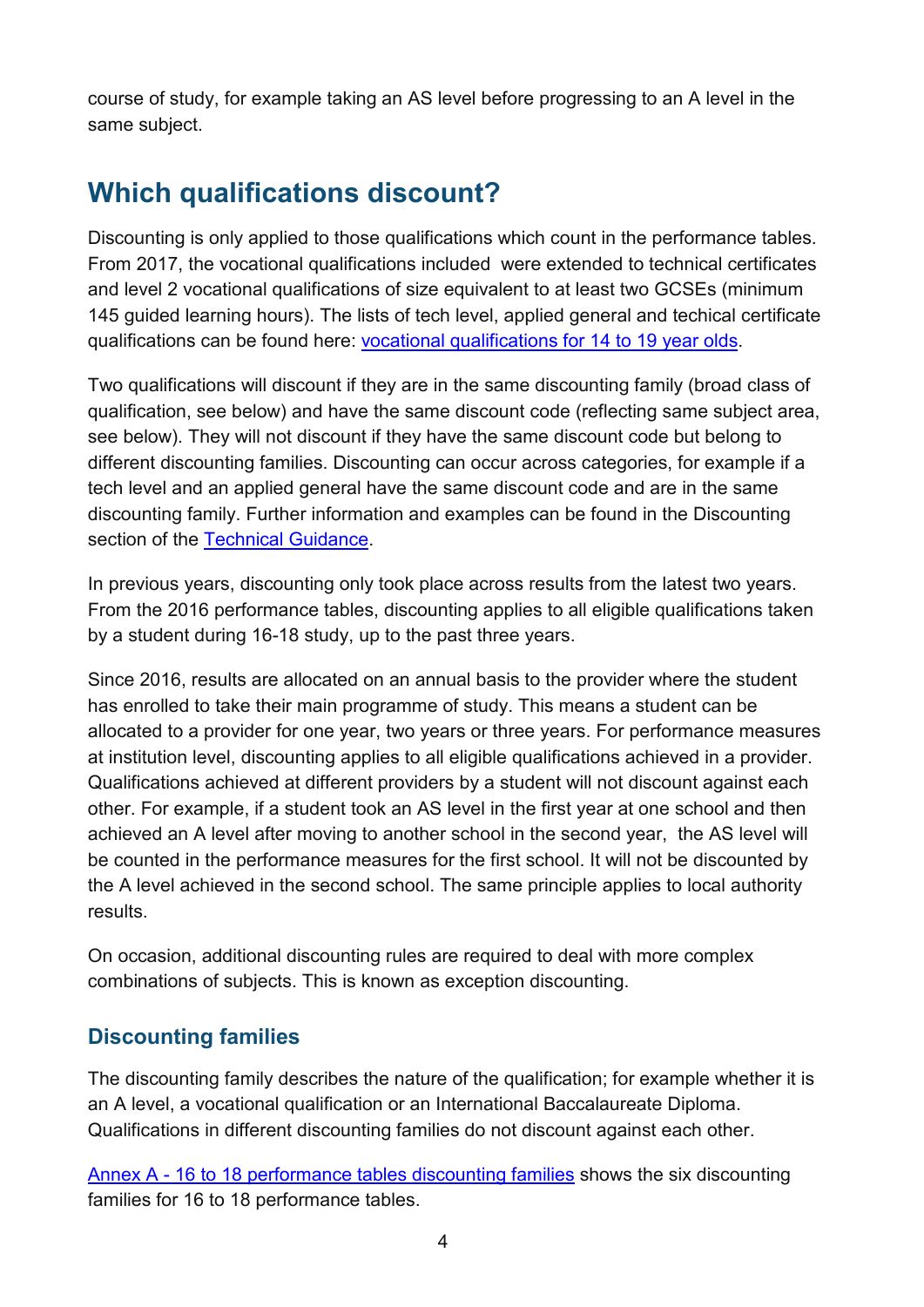course of study, for example taking an AS level before progressing to an A level in the same subject.

## Which qualifications discount?

Discounting is only applied to those qualifications which count in the performance tables. From 2017, the vocational qualifications included were extended to technical certificates and level 2 vocational qualifications of size equivalent to at least two GCSEs (minimum 145 guided learning hours). The lists of tech level, applied general and techical certificate qualifications can be found here: [vocational qualifications for 14 to 19 year olds](#).

Two qualifications will discount if they are in the same discounting family (broad class of qualification, see below) and have the same discount code (reflecting same subject area, see below). They will not discount if they have the same discount code but belong to different discounting families. Discounting can occur across categories, for example if a tech level and an applied general have the same discount code and are in the same discounting family. Further information and examples can be found in the Discounting section of the [Technical Guidance](#).

In previous years, discounting only took place across results from the latest two years. From the 2016 performance tables, discounting applies to all eligible qualifications taken by a student during 16-18 study, up to the past three years.

Since 2016, results are allocated on an annual basis to the provider where the student has enrolled to take their main programme of study. This means a student can be allocated to a provider for one year, two years or three years. For performance measures at institution level, discounting applies to all eligible qualifications achieved in a provider. Qualifications achieved at different providers by a student will not discount against each other. For example, if a student took an AS level in the first year at one school and then achieved an A level after moving to another school in the second year, the AS level will be counted in the performance measures for the first school. It will not be discounted by the A level achieved in the second school. The same principle applies to local authority results.

On occasion, additional discounting rules are required to deal with more complex combinations of subjects. This is known as exception discounting.

### Discounting families

The discounting family describes the nature of the qualification; for example whether it is an A level, a vocational qualification or an International Baccalaureate Diploma. Qualifications in different discounting families do not discount against each other.

[Annex A - 16 to 18 performance tables discounting families](#) shows the six discounting families for 16 to 18 performance tables.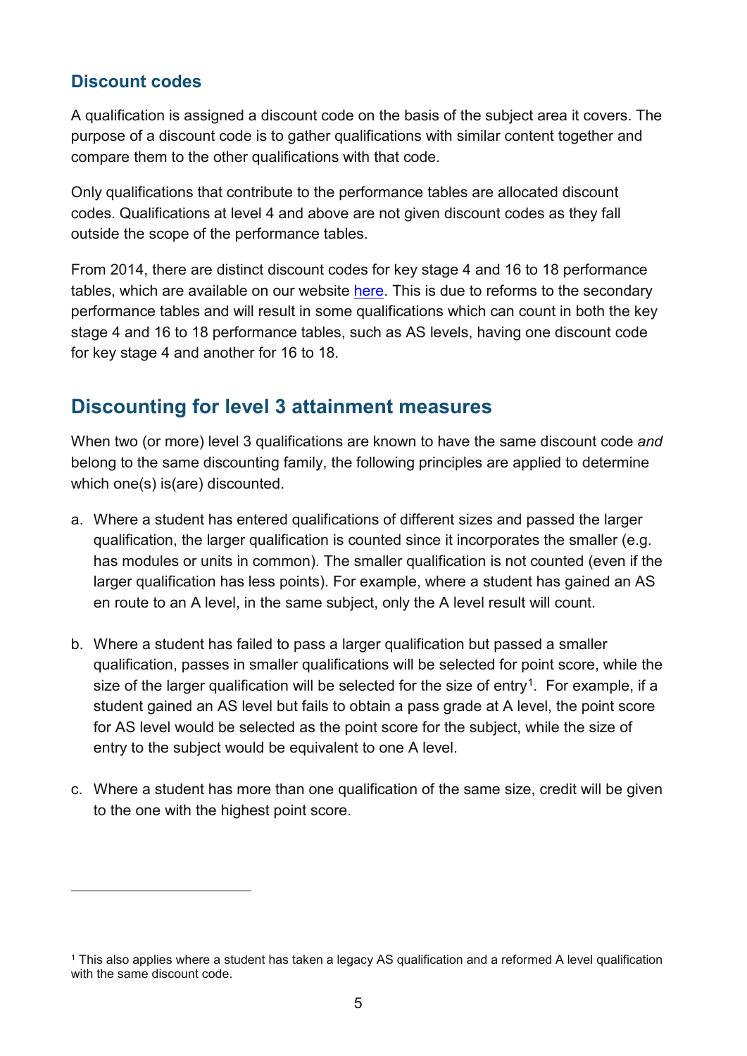### Discount codes

A qualification is assigned a discount code on the basis of the subject area it covers. The purpose of a discount code is to gather qualifications with similar content together and compare them to the other qualifications with that code.

Only qualifications that contribute to the performance tables are allocated discount codes. Qualifications at level 4 and above are not given discount codes as they fall outside the scope of the performance tables.

From 2014, there are distinct discount codes for key stage 4 and 16 to 18 performance tables, which are available on our website [here](). This is due to reforms to the secondary performance tables and will result in some qualifications which can count in both the key stage 4 and 16 to 18 performance tables, such as AS levels, having one discount code for key stage 4 and another for 16 to 18.

## Discounting for level 3 attainment measures

When two (or more) level 3 qualifications are known to have the same discount code *and* belong to the same discounting family, the following principles are applied to determine which one(s) is(are) discounted.

a. Where a student has entered qualifications of different sizes and passed the larger qualification, the larger qualification is counted since it incorporates the smaller (e.g. has modules or units in common). The smaller qualification is not counted (even if the larger qualification has less points). For example, where a student has gained an AS en route to an A level, in the same subject, only the A level result will count.

b. Where a student has failed to pass a larger qualification but passed a smaller qualification, passes in smaller qualifications will be selected for point score, while the size of the larger qualification will be selected for the size of entry[1]. For example, if a student gained an AS level but fails to obtain a pass grade at A level, the point score for AS level would be selected as the point score for the subject, while the size of entry to the subject would be equivalent to one A level.

c. Where a student has more than one qualification of the same size, credit will be given to the one with the highest point score.

[1] This also applies where a student has taken a legacy AS qualification and a reformed A level qualification with the same discount code.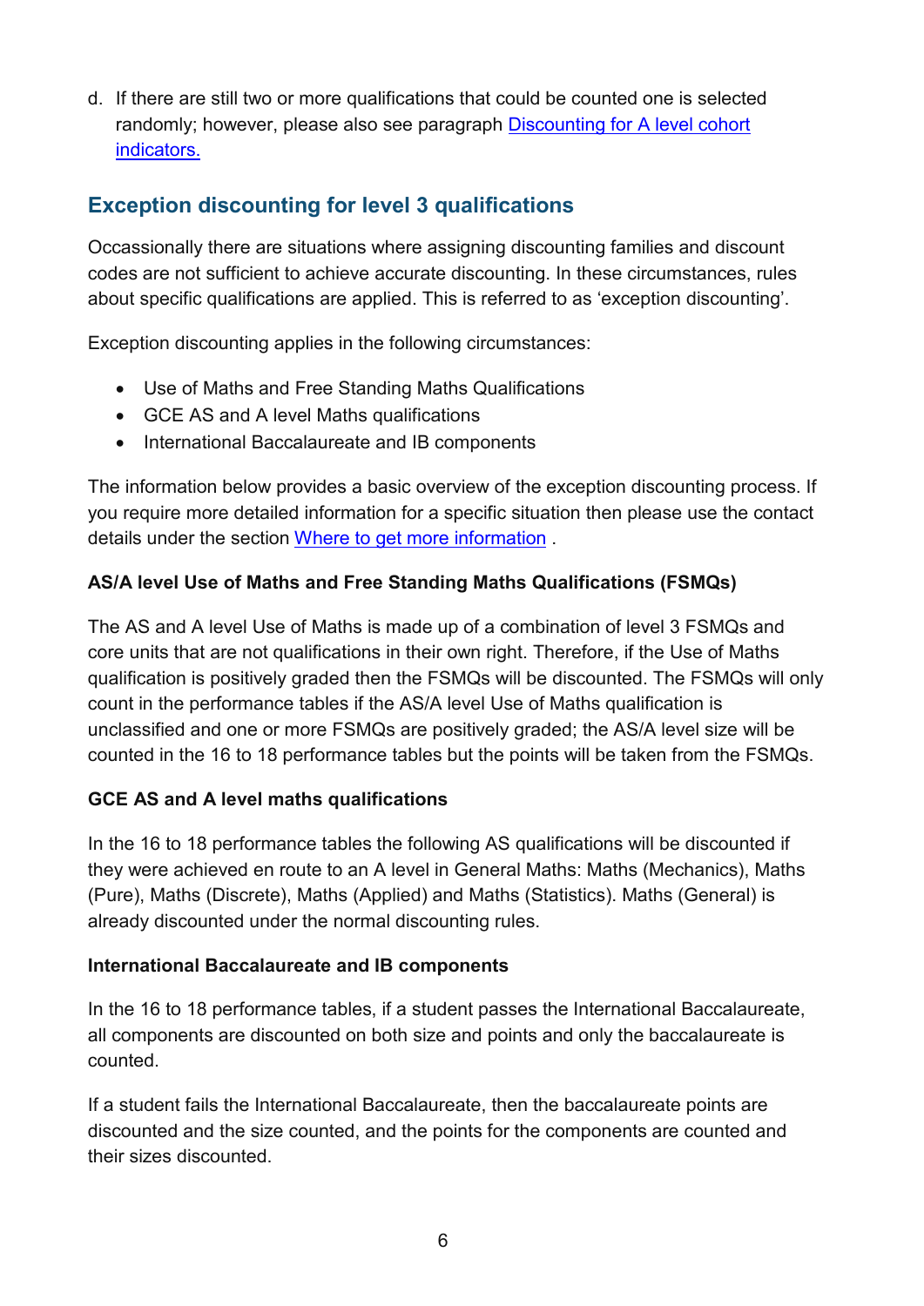d. If there are still two or more qualifications that could be counted one is selected randomly; however, please also see paragraph [Discounting for A level cohort indicators.]

## Exception discounting for level 3 qualifications

Occassionally there are situations where assigning discounting families and discount codes are not sufficient to achieve accurate discounting. In these circumstances, rules about specific qualifications are applied. This is referred to as 'exception discounting'.

Exception discounting applies in the following circumstances:

- Use of Maths and Free Standing Maths Qualifications
- GCE AS and A level Maths qualifications
- International Baccalaureate and IB components

The information below provides a basic overview of the exception discounting process. If you require more detailed information for a specific situation then please use the contact details under the section [Where to get more information] .

**AS/A level Use of Maths and Free Standing Maths Qualifications (FSMQs)**

The AS and A level Use of Maths is made up of a combination of level 3 FSMQs and core units that are not qualifications in their own right. Therefore, if the Use of Maths qualification is positively graded then the FSMQs will be discounted. The FSMQs will only count in the performance tables if the AS/A level Use of Maths qualification is unclassified and one or more FSMQs are positively graded; the AS/A level size will be counted in the 16 to 18 performance tables but the points will be taken from the FSMQs.

**GCE AS and A level maths qualifications**

In the 16 to 18 performance tables the following AS qualifications will be discounted if they were achieved en route to an A level in General Maths: Maths (Mechanics), Maths (Pure), Maths (Discrete), Maths (Applied) and Maths (Statistics). Maths (General) is already discounted under the normal discounting rules.

**International Baccalaureate and IB components**

In the 16 to 18 performance tables, if a student passes the International Baccalaureate, all components are discounted on both size and points and only the baccalaureate is counted.

If a student fails the International Baccalaureate, then the baccalaureate points are discounted and the size counted, and the points for the components are counted and their sizes discounted.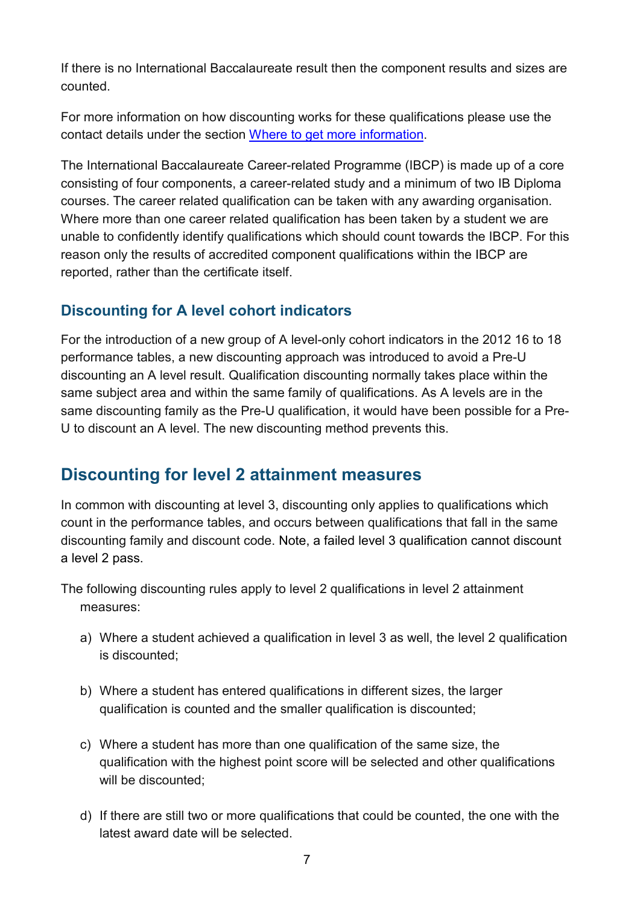If there is no International Baccalaureate result then the component results and sizes are counted.

For more information on how discounting works for these qualifications please use the contact details under the section [Where to get more information](#).

The International Baccalaureate Career-related Programme (IBCP) is made up of a core consisting of four components, a career-related study and a minimum of two IB Diploma courses. The career related qualification can be taken with any awarding organisation. Where more than one career related qualification has been taken by a student we are unable to confidently identify qualifications which should count towards the IBCP. For this reason only the results of accredited component qualifications within the IBCP are reported, rather than the certificate itself.

### Discounting for A level cohort indicators

For the introduction of a new group of A level-only cohort indicators in the 2012 16 to 18 performance tables, a new discounting approach was introduced to avoid a Pre-U discounting an A level result. Qualification discounting normally takes place within the same subject area and within the same family of qualifications. As A levels are in the same discounting family as the Pre-U qualification, it would have been possible for a Pre-U to discount an A level. The new discounting method prevents this.

## Discounting for level 2 attainment measures

In common with discounting at level 3, discounting only applies to qualifications which count in the performance tables, and occurs between qualifications that fall in the same discounting family and discount code. Note, a failed level 3 qualification cannot discount a level 2 pass.

The following discounting rules apply to level 2 qualifications in level 2 attainment measures:

a) Where a student achieved a qualification in level 3 as well, the level 2 qualification is discounted;

b) Where a student has entered qualifications in different sizes, the larger qualification is counted and the smaller qualification is discounted;

c) Where a student has more than one qualification of the same size, the qualification with the highest point score will be selected and other qualifications will be discounted;

d) If there are still two or more qualifications that could be counted, the one with the latest award date will be selected.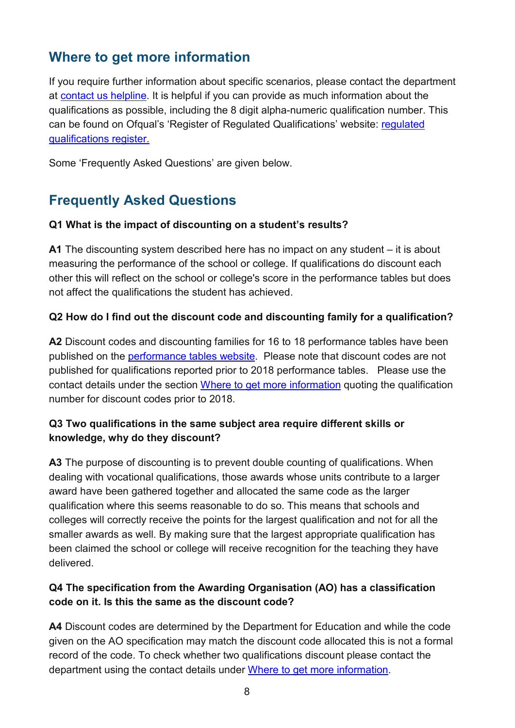## Where to get more information

If you require further information about specific scenarios, please contact the department at contact us helpline. It is helpful if you can provide as much information about the qualifications as possible, including the 8 digit alpha-numeric qualification number. This can be found on Ofqual's 'Register of Regulated Qualifications' website: regulated qualifications register.

Some 'Frequently Asked Questions' are given below.

## Frequently Asked Questions

**Q1 What is the impact of discounting on a student's results?**

**A1** The discounting system described here has no impact on any student – it is about measuring the performance of the school or college. If qualifications do discount each other this will reflect on the school or college's score in the performance tables but does not affect the qualifications the student has achieved.

**Q2 How do I find out the discount code and discounting family for a qualification?**

**A2** Discount codes and discounting families for 16 to 18 performance tables have been published on the performance tables website. Please note that discount codes are not published for qualifications reported prior to 2018 performance tables. Please use the contact details under the section Where to get more information quoting the qualification number for discount codes prior to 2018.

**Q3 Two qualifications in the same subject area require different skills or knowledge, why do they discount?**

**A3** The purpose of discounting is to prevent double counting of qualifications. When dealing with vocational qualifications, those awards whose units contribute to a larger award have been gathered together and allocated the same code as the larger qualification where this seems reasonable to do so. This means that schools and colleges will correctly receive the points for the largest qualification and not for all the smaller awards as well. By making sure that the largest appropriate qualification has been claimed the school or college will receive recognition for the teaching they have delivered.

**Q4 The specification from the Awarding Organisation (AO) has a classification code on it. Is this the same as the discount code?**

**A4** Discount codes are determined by the Department for Education and while the code given on the AO specification may match the discount code allocated this is not a formal record of the code. To check whether two qualifications discount please contact the department using the contact details under Where to get more information.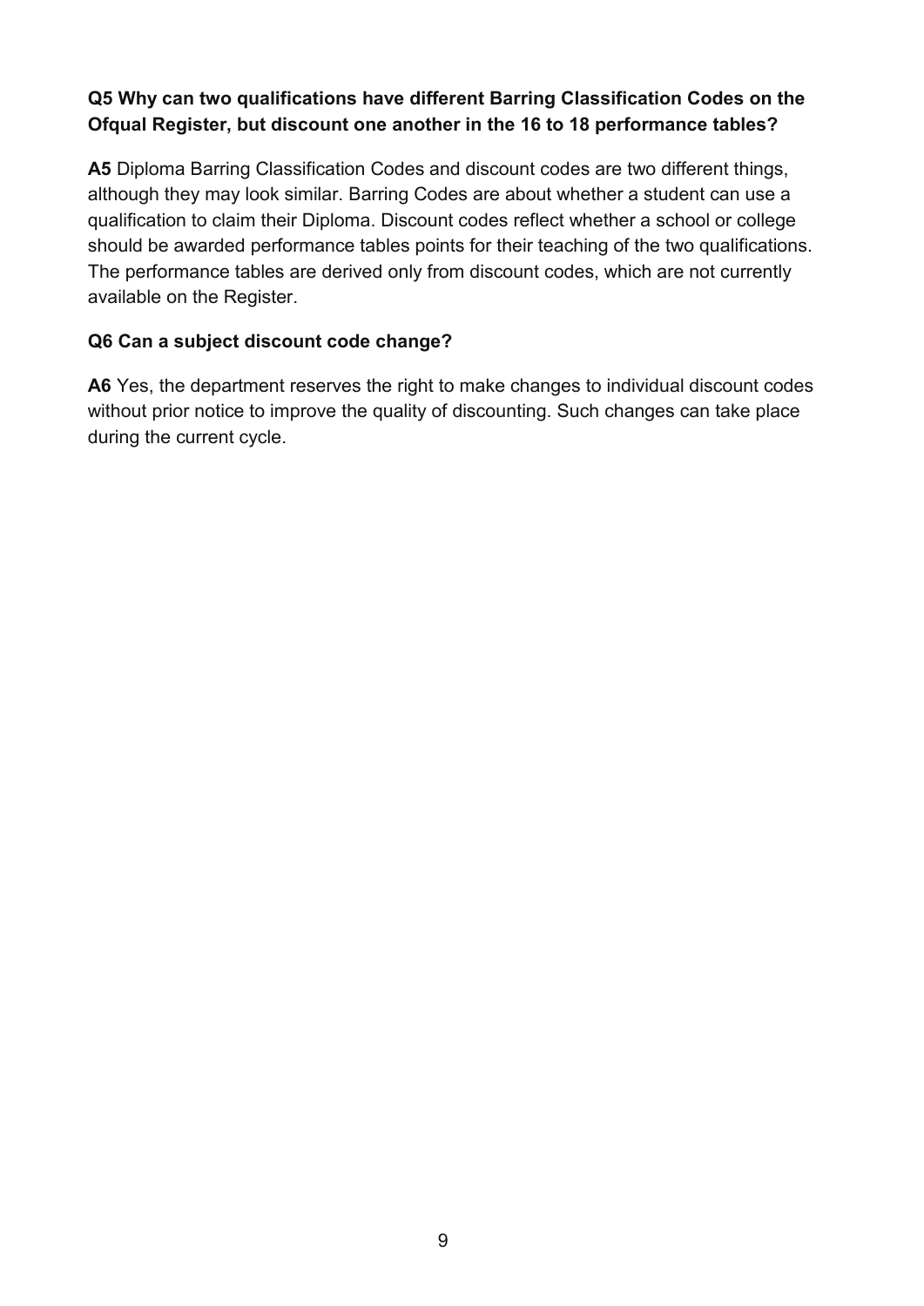**Q5 Why can two qualifications have different Barring Classification Codes on the Ofqual Register, but discount one another in the 16 to 18 performance tables?**

**A5** Diploma Barring Classification Codes and discount codes are two different things, although they may look similar. Barring Codes are about whether a student can use a qualification to claim their Diploma. Discount codes reflect whether a school or college should be awarded performance tables points for their teaching of the two qualifications. The performance tables are derived only from discount codes, which are not currently available on the Register.

**Q6 Can a subject discount code change?**

**A6** Yes, the department reserves the right to make changes to individual discount codes without prior notice to improve the quality of discounting. Such changes can take place during the current cycle.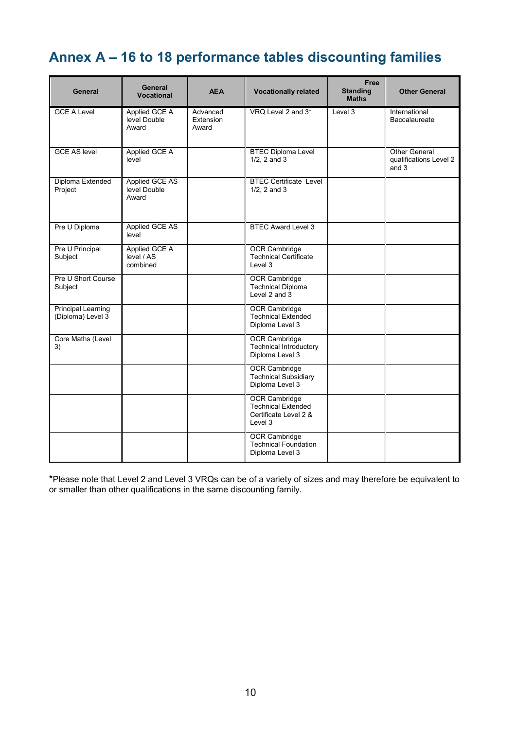# Annex A – 16 to 18 performance tables discounting families

| General | General Vocational | AEA | Vocationally related | Free Standing Maths | Other General |
|---|---|---|---|---|---|
| GCE A Level | Applied GCE A level Double Award | Advanced Extension Award | VRQ Level 2 and 3* | Level 3 | International Baccalaureate |
| GCE AS level | Applied GCE A level | | BTEC Diploma Level 1/2, 2 and 3 | | Other General qualifications Level 2 and 3 |
| Diploma Extended Project | Applied GCE AS level Double Award | | BTEC Certificate Level 1/2, 2 and 3 | | |
| Pre U Diploma | Applied GCE AS level | | BTEC Award Level 3 | | |
| Pre U Principal Subject | Applied GCE A level / AS combined | | OCR Cambridge Technical Certificate Level 3 | | |
| Pre U Short Course Subject | | | OCR Cambridge Technical Diploma Level 2 and 3 | | |
| Principal Learning (Diploma) Level 3 | | | OCR Cambridge Technical Extended Diploma Level 3 | | |
| Core Maths (Level 3) | | | OCR Cambridge Technical Introductory Diploma Level 3 | | |
| | | | OCR Cambridge Technical Subsidiary Diploma Level 3 | | |
| | | | OCR Cambridge Technical Extended Certificate Level 2 & Level 3 | | |
| | | | OCR Cambridge Technical Foundation Diploma Level 3 | | |

*Please note that Level 2 and Level 3 VRQs can be of a variety of sizes and may therefore be equivalent to or smaller than other qualifications in the same discounting family.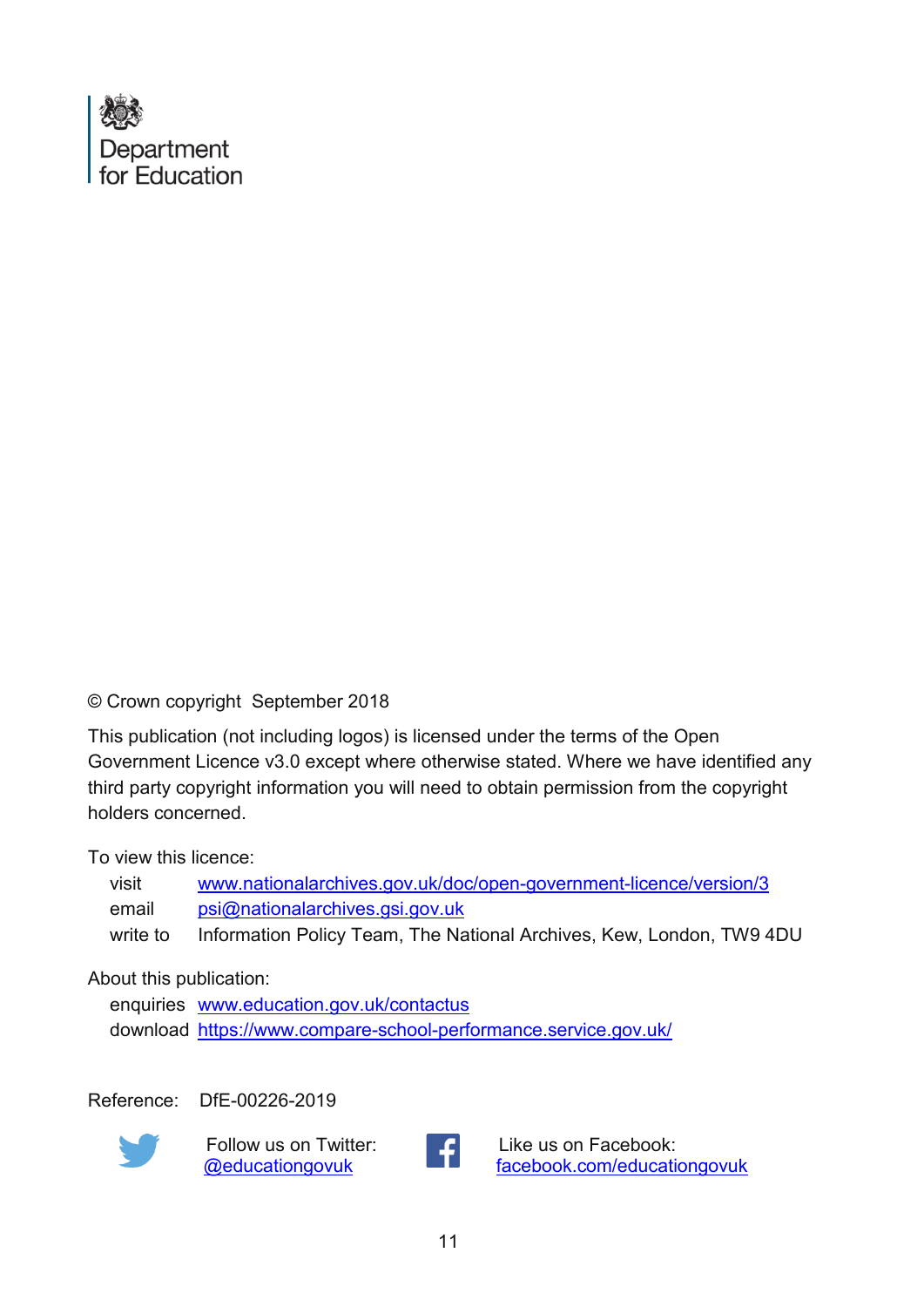Department for Education

© Crown copyright September 2018

This publication (not including logos) is licensed under the terms of the Open Government Licence v3.0 except where otherwise stated. Where we have identified any third party copyright information you will need to obtain permission from the copyright holders concerned.

To view this licence:

visit [www.nationalarchives.gov.uk/doc/open-government-licence/version/3](http://www.nationalarchives.gov.uk/doc/open-government-licence/version/3)
email [psi@nationalarchives.gsi.gov.uk](mailto:psi@nationalarchives.gsi.gov.uk)
write to Information Policy Team, The National Archives, Kew, London, TW9 4DU

About this publication:

enquiries [www.education.gov.uk/contactus](http://www.education.gov.uk/contactus)
download [https://www.compare-school-performance.service.gov.uk/](https://www.compare-school-performance.service.gov.uk/)

Reference: DfE-00226-2019

Follow us on Twitter: [@educationgovuk](https://twitter.com/educationgovuk)

Like us on Facebook: [facebook.com/educationgovuk](https://facebook.com/educationgovuk)